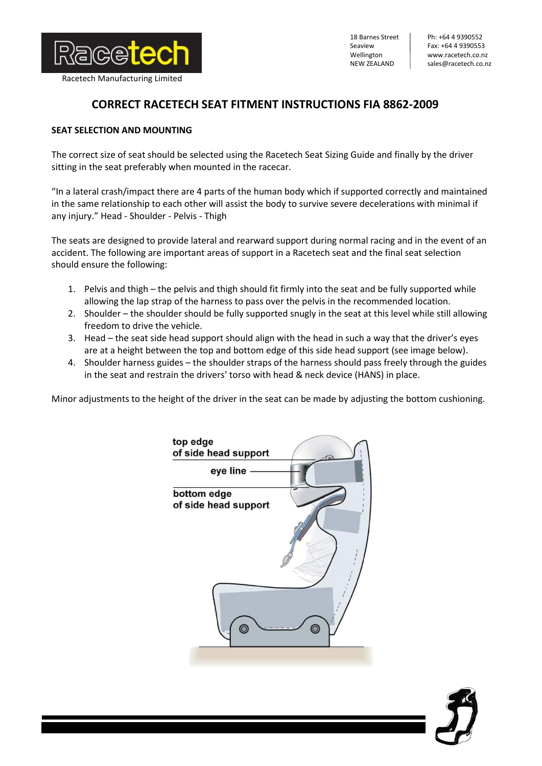Racetech

Racetech Manufacturing Limited

18 Barnes Street
Seaview
Wellington
NEW ZEALAND

Ph: +64 4 9390552
Fax: +64 4 9390553
www.racetech.co.nz
sales@racetech.co.nz

# CORRECT RACETECH SEAT FITMENT INSTRUCTIONS FIA 8862-2009

## SEAT SELECTION AND MOUNTING

The correct size of seat should be selected using the Racetech Seat Sizing Guide and finally by the driver sitting in the seat preferably when mounted in the racecar.

"In a lateral crash/impact there are 4 parts of the human body which if supported correctly and maintained in the same relationship to each other will assist the body to survive severe decelerations with minimal if any injury." Head - Shoulder - Pelvis - Thigh

The seats are designed to provide lateral and rearward support during normal racing and in the event of an accident. The following are important areas of support in a Racetech seat and the final seat selection should ensure the following:

1. Pelvis and thigh – the pelvis and thigh should fit firmly into the seat and be fully supported while allowing the lap strap of the harness to pass over the pelvis in the recommended location.
2. Shoulder – the shoulder should be fully supported snugly in the seat at this level while still allowing freedom to drive the vehicle.
3. Head – the seat side head support should align with the head in such a way that the driver's eyes are at a height between the top and bottom edge of this side head support (see image below).
4. Shoulder harness guides – the shoulder straps of the harness should pass freely through the guides in the seat and restrain the drivers' torso with head & neck device (HANS) in place.

Minor adjustments to the height of the driver in the seat can be made by adjusting the bottom cushioning.

top edge of side head support

eye line

bottom edge of side head support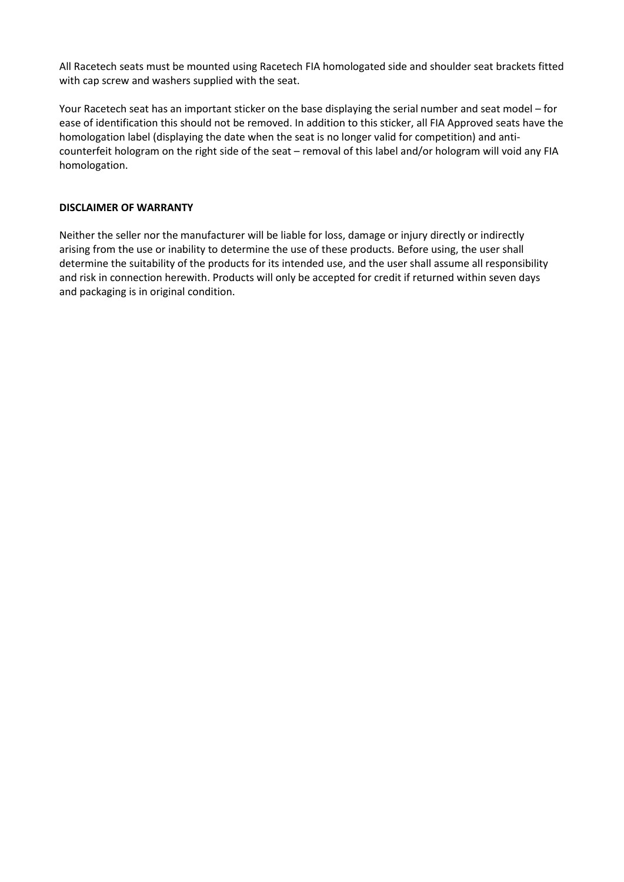All Racetech seats must be mounted using Racetech FIA homologated side and shoulder seat brackets fitted with cap screw and washers supplied with the seat.

Your Racetech seat has an important sticker on the base displaying the serial number and seat model – for ease of identification this should not be removed. In addition to this sticker, all FIA Approved seats have the homologation label (displaying the date when the seat is no longer valid for competition) and anti-counterfeit hologram on the right side of the seat – removal of this label and/or hologram will void any FIA homologation.

**DISCLAIMER OF WARRANTY**

Neither the seller nor the manufacturer will be liable for loss, damage or injury directly or indirectly arising from the use or inability to determine the use of these products. Before using, the user shall determine the suitability of the products for its intended use, and the user shall assume all responsibility and risk in connection herewith. Products will only be accepted for credit if returned within seven days and packaging is in original condition.